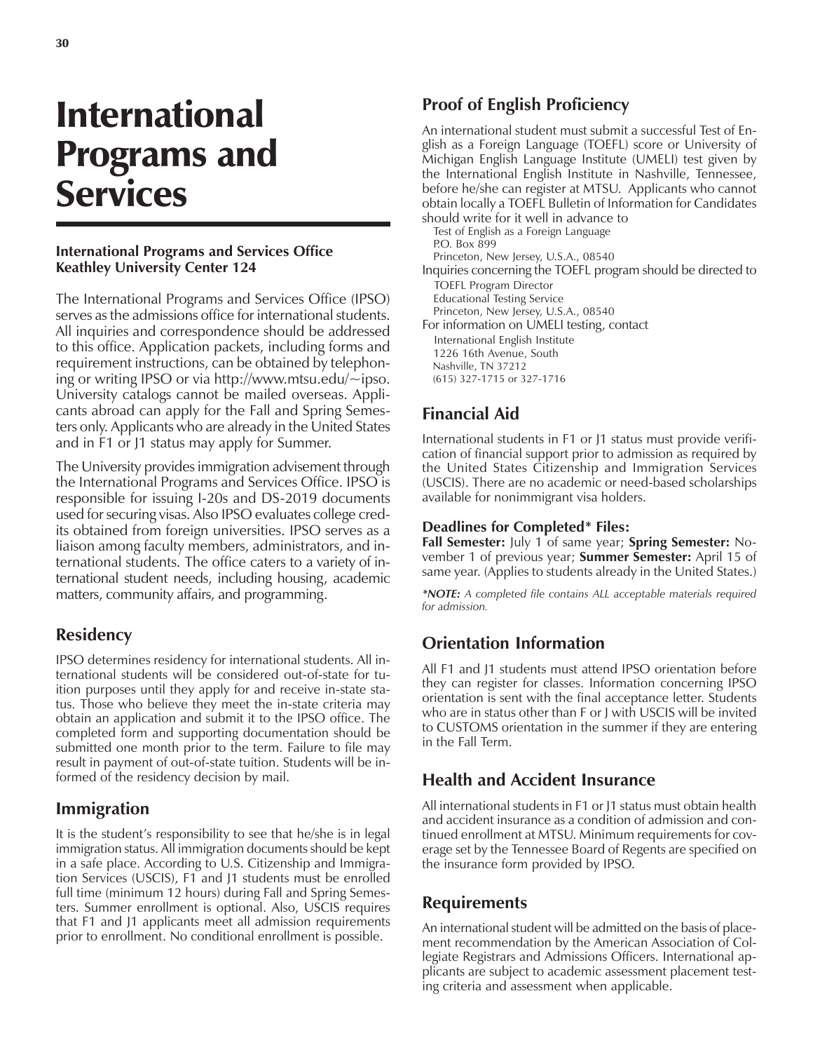# International Programs and Services

**International Programs and Services Office**
**Keathley University Center 124**

The International Programs and Services Office (IPSO) serves as the admissions office for international students. All inquiries and correspondence should be addressed to this office. Application packets, including forms and requirement instructions, can be obtained by telephoning or writing IPSO or via http://www.mtsu.edu/~ipso. University catalogs cannot be mailed overseas. Applicants abroad can apply for the Fall and Spring Semesters only. Applicants who are already in the United States and in F1 or J1 status may apply for Summer.

The University provides immigration advisement through the International Programs and Services Office. IPSO is responsible for issuing I-20s and DS-2019 documents used for securing visas. Also IPSO evaluates college credits obtained from foreign universities. IPSO serves as a liaison among faculty members, administrators, and international students. The office caters to a variety of international student needs, including housing, academic matters, community affairs, and programming.

## Residency

IPSO determines residency for international students. All international students will be considered out-of-state for tuition purposes until they apply for and receive in-state status. Those who believe they meet the in-state criteria may obtain an application and submit it to the IPSO office. The completed form and supporting documentation should be submitted one month prior to the term. Failure to file may result in payment of out-of-state tuition. Students will be informed of the residency decision by mail.

## Immigration

It is the student's responsibility to see that he/she is in legal immigration status. All immigration documents should be kept in a safe place. According to U.S. Citizenship and Immigration Services (USCIS), F1 and J1 students must be enrolled full time (minimum 12 hours) during Fall and Spring Semesters. Summer enrollment is optional. Also, USCIS requires that F1 and J1 applicants meet all admission requirements prior to enrollment. No conditional enrollment is possible.

## Proof of English Proficiency

An international student must submit a successful Test of English as a Foreign Language (TOEFL) score or University of Michigan English Language Institute (UMELI) test given by the International English Institute in Nashville, Tennessee, before he/she can register at MTSU. Applicants who cannot obtain locally a TOEFL Bulletin of Information for Candidates should write for it well in advance to

Test of English as a Foreign Language
P.O. Box 899
Princeton, New Jersey, U.S.A., 08540

Inquiries concerning the TOEFL program should be directed to

TOEFL Program Director
Educational Testing Service
Princeton, New Jersey, U.S.A., 08540

For information on UMELI testing, contact

International English Institute
1226 16th Avenue, South
Nashville, TN 37212
(615) 327-1715 or 327-1716

## Financial Aid

International students in F1 or J1 status must provide verification of financial support prior to admission as required by the United States Citizenship and Immigration Services (USCIS). There are no academic or need-based scholarships available for nonimmigrant visa holders.

### Deadlines for Completed* Files:

**Fall Semester:** July 1 of same year; **Spring Semester:** November 1 of previous year; **Summer Semester:** April 15 of same year. (Applies to students already in the United States.)

***NOTE:** A completed file contains ALL acceptable materials required for admission.*

## Orientation Information

All F1 and J1 students must attend IPSO orientation before they can register for classes. Information concerning IPSO orientation is sent with the final acceptance letter. Students who are in status other than F or J with USCIS will be invited to CUSTOMS orientation in the summer if they are entering in the Fall Term.

## Health and Accident Insurance

All international students in F1 or J1 status must obtain health and accident insurance as a condition of admission and continued enrollment at MTSU. Minimum requirements for coverage set by the Tennessee Board of Regents are specified on the insurance form provided by IPSO.

## Requirements

An international student will be admitted on the basis of placement recommendation by the American Association of Collegiate Registrars and Admissions Officers. International applicants are subject to academic assessment placement testing criteria and assessment when applicable.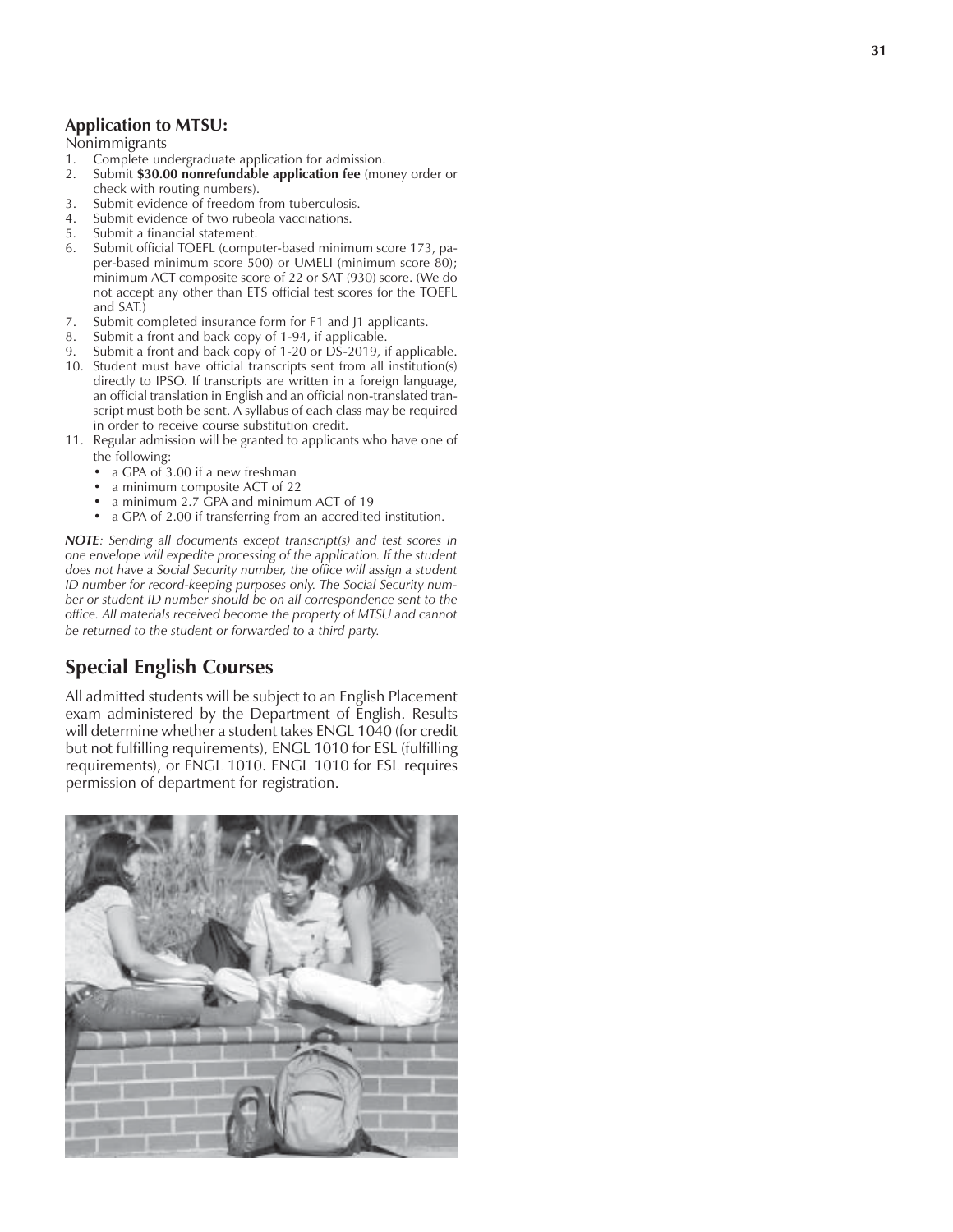## Application to MTSU:

Nonimmigrants

1. Complete undergraduate application for admission.
2. Submit **$30.00 nonrefundable application fee** (money order or check with routing numbers).
3. Submit evidence of freedom from tuberculosis.
4. Submit evidence of two rubeola vaccinations.
5. Submit a financial statement.
6. Submit official TOEFL (computer-based minimum score 173, paper-based minimum score 500) or UMELI (minimum score 80); minimum ACT composite score of 22 or SAT (930) score. (We do not accept any other than ETS official test scores for the TOEFL and SAT.)
7. Submit completed insurance form for F1 and J1 applicants.
8. Submit a front and back copy of 1-94, if applicable.
9. Submit a front and back copy of 1-20 or DS-2019, if applicable.
10. Student must have official transcripts sent from all institution(s) directly to IPSO. If transcripts are written in a foreign language, an official translation in English and an official non-translated transcript must both be sent. A syllabus of each class may be required in order to receive course substitution credit.
11. Regular admission will be granted to applicants who have one of the following:
    - a GPA of 3.00 if a new freshman
    - a minimum composite ACT of 22
    - a minimum 2.7 GPA and minimum ACT of 19
    - a GPA of 2.00 if transferring from an accredited institution.

***NOTE****: Sending all documents except transcript(s) and test scores in one envelope will expedite processing of the application. If the student does not have a Social Security number, the office will assign a student ID number for record-keeping purposes only. The Social Security number or student ID number should be on all correspondence sent to the office. All materials received become the property of MTSU and cannot be returned to the student or forwarded to a third party.*

## Special English Courses

All admitted students will be subject to an English Placement exam administered by the Department of English. Results will determine whether a student takes ENGL 1040 (for credit but not fulfilling requirements), ENGL 1010 for ESL (fulfilling requirements), or ENGL 1010. ENGL 1010 for ESL requires permission of department for registration.